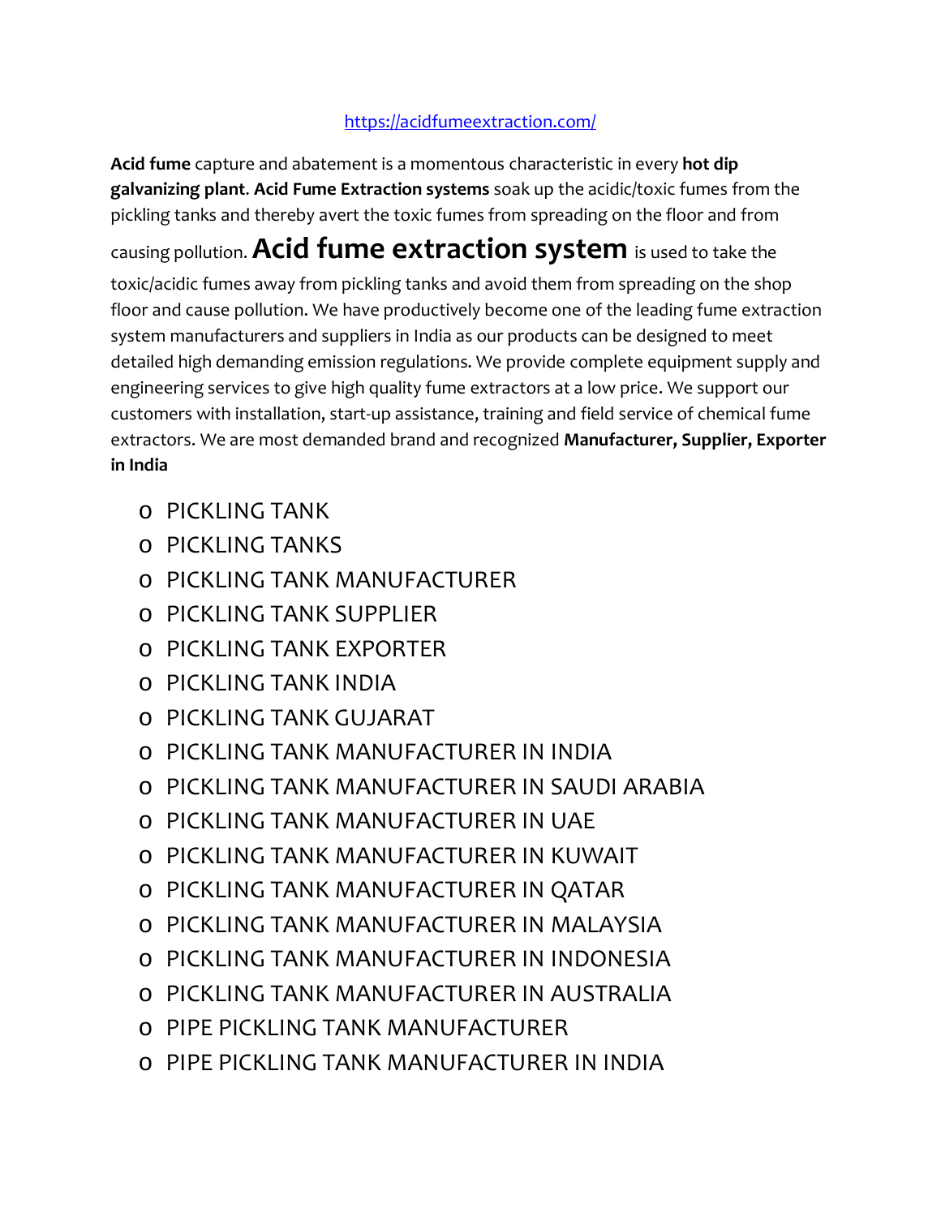https://acidfumeextraction.com/

**Acid fume** capture and abatement is a momentous characteristic in every **hot dip galvanizing plant**. **Acid Fume Extraction systems** soak up the acidic/toxic fumes from the pickling tanks and thereby avert the toxic fumes from spreading on the floor and from causing pollution. **Acid fume extraction system** is used to take the toxic/acidic fumes away from pickling tanks and avoid them from spreading on the shop floor and cause pollution. We have productively become one of the leading fume extraction system manufacturers and suppliers in India as our products can be designed to meet detailed high demanding emission regulations. We provide complete equipment supply and engineering services to give high quality fume extractors at a low price. We support our customers with installation, start-up assistance, training and field service of chemical fume extractors. We are most demanded brand and recognized **Manufacturer, Supplier, Exporter in India**

- PICKLING TANK
- PICKLING TANKS
- PICKLING TANK MANUFACTURER
- PICKLING TANK SUPPLIER
- PICKLING TANK EXPORTER
- PICKLING TANK INDIA
- PICKLING TANK GUJARAT
- PICKLING TANK MANUFACTURER IN INDIA
- PICKLING TANK MANUFACTURER IN SAUDI ARABIA
- PICKLING TANK MANUFACTURER IN UAE
- PICKLING TANK MANUFACTURER IN KUWAIT
- PICKLING TANK MANUFACTURER IN QATAR
- PICKLING TANK MANUFACTURER IN MALAYSIA
- PICKLING TANK MANUFACTURER IN INDONESIA
- PICKLING TANK MANUFACTURER IN AUSTRALIA
- PIPE PICKLING TANK MANUFACTURER
- PIPE PICKLING TANK MANUFACTURER IN INDIA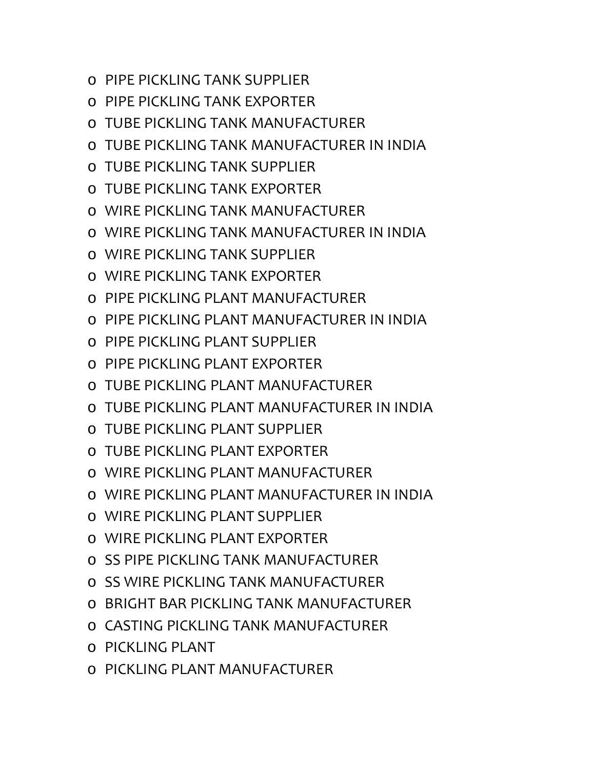- PIPE PICKLING TANK SUPPLIER
- PIPE PICKLING TANK EXPORTER
- TUBE PICKLING TANK MANUFACTURER
- TUBE PICKLING TANK MANUFACTURER IN INDIA
- TUBE PICKLING TANK SUPPLIER
- TUBE PICKLING TANK EXPORTER
- WIRE PICKLING TANK MANUFACTURER
- WIRE PICKLING TANK MANUFACTURER IN INDIA
- WIRE PICKLING TANK SUPPLIER
- WIRE PICKLING TANK EXPORTER
- PIPE PICKLING PLANT MANUFACTURER
- PIPE PICKLING PLANT MANUFACTURER IN INDIA
- PIPE PICKLING PLANT SUPPLIER
- PIPE PICKLING PLANT EXPORTER
- TUBE PICKLING PLANT MANUFACTURER
- TUBE PICKLING PLANT MANUFACTURER IN INDIA
- TUBE PICKLING PLANT SUPPLIER
- TUBE PICKLING PLANT EXPORTER
- WIRE PICKLING PLANT MANUFACTURER
- WIRE PICKLING PLANT MANUFACTURER IN INDIA
- WIRE PICKLING PLANT SUPPLIER
- WIRE PICKLING PLANT EXPORTER
- SS PIPE PICKLING TANK MANUFACTURER
- SS WIRE PICKLING TANK MANUFACTURER
- BRIGHT BAR PICKLING TANK MANUFACTURER
- CASTING PICKLING TANK MANUFACTURER
- PICKLING PLANT
- PICKLING PLANT MANUFACTURER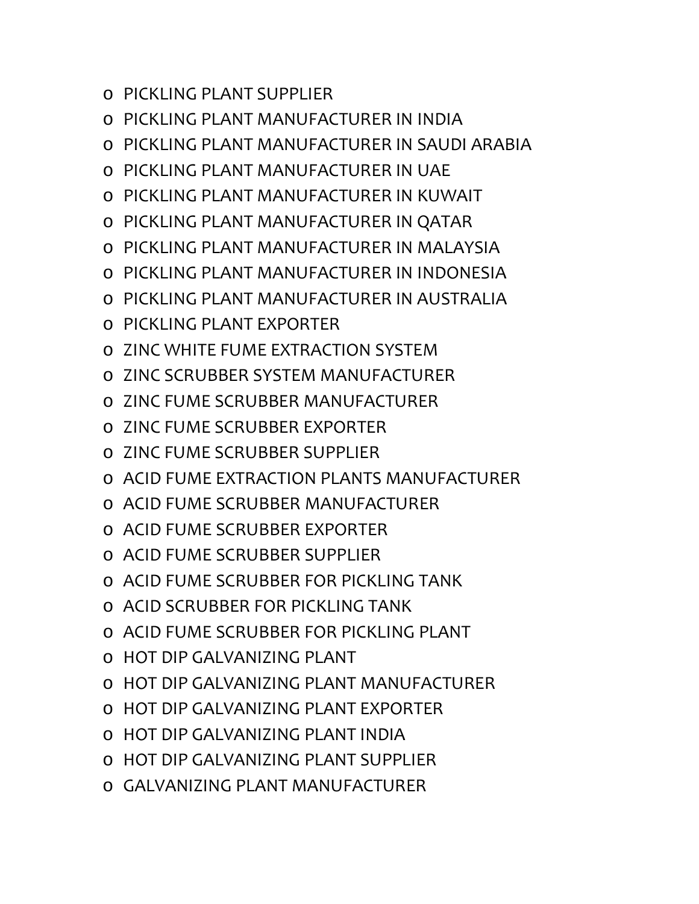- PICKLING PLANT SUPPLIER
- PICKLING PLANT MANUFACTURER IN INDIA
- PICKLING PLANT MANUFACTURER IN SAUDI ARABIA
- PICKLING PLANT MANUFACTURER IN UAE
- PICKLING PLANT MANUFACTURER IN KUWAIT
- PICKLING PLANT MANUFACTURER IN QATAR
- PICKLING PLANT MANUFACTURER IN MALAYSIA
- PICKLING PLANT MANUFACTURER IN INDONESIA
- PICKLING PLANT MANUFACTURER IN AUSTRALIA
- PICKLING PLANT EXPORTER
- ZINC WHITE FUME EXTRACTION SYSTEM
- ZINC SCRUBBER SYSTEM MANUFACTURER
- ZINC FUME SCRUBBER MANUFACTURER
- ZINC FUME SCRUBBER EXPORTER
- ZINC FUME SCRUBBER SUPPLIER
- ACID FUME EXTRACTION PLANTS MANUFACTURER
- ACID FUME SCRUBBER MANUFACTURER
- ACID FUME SCRUBBER EXPORTER
- ACID FUME SCRUBBER SUPPLIER
- ACID FUME SCRUBBER FOR PICKLING TANK
- ACID SCRUBBER FOR PICKLING TANK
- ACID FUME SCRUBBER FOR PICKLING PLANT
- HOT DIP GALVANIZING PLANT
- HOT DIP GALVANIZING PLANT MANUFACTURER
- HOT DIP GALVANIZING PLANT EXPORTER
- HOT DIP GALVANIZING PLANT INDIA
- HOT DIP GALVANIZING PLANT SUPPLIER
- GALVANIZING PLANT MANUFACTURER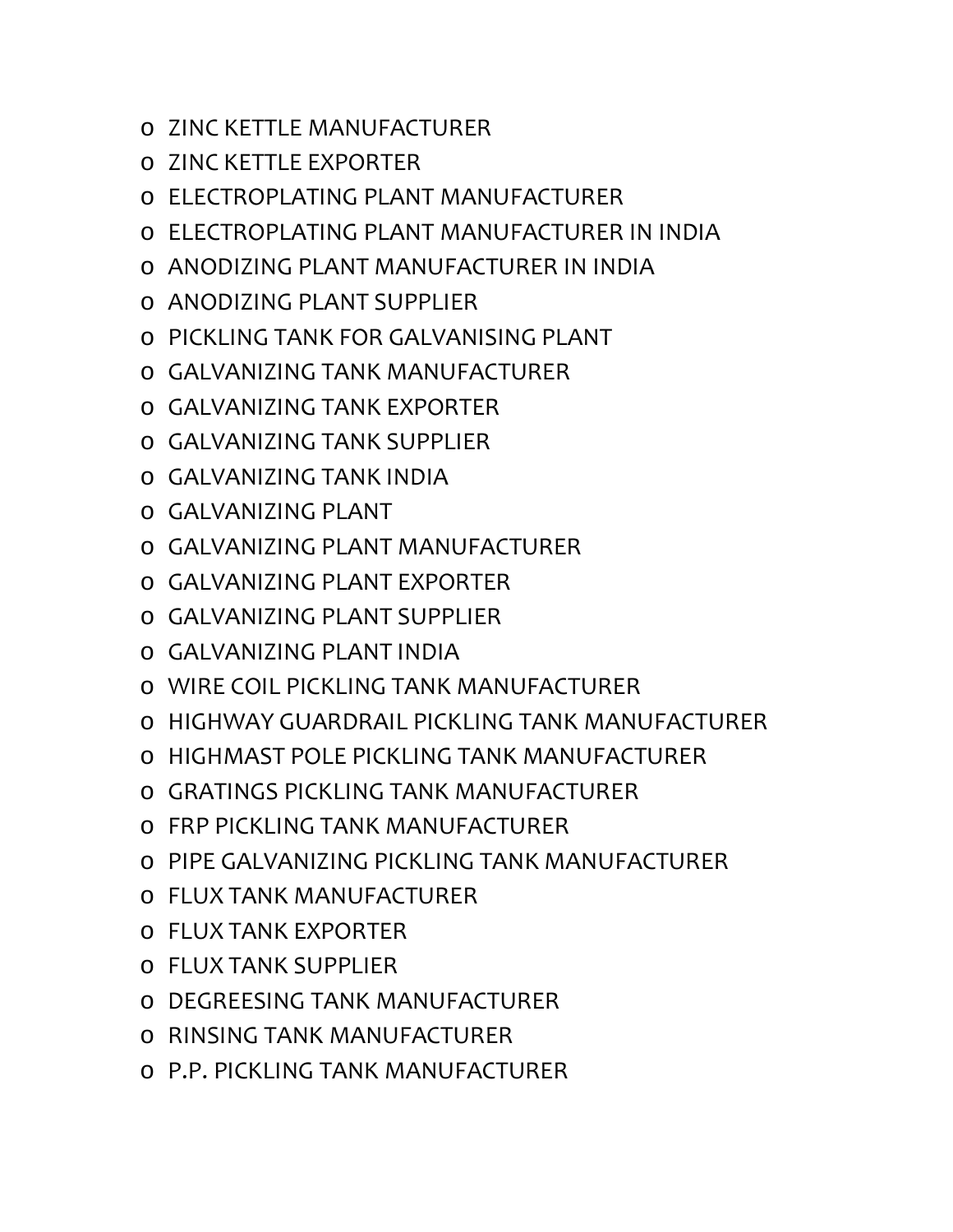- ZINC KETTLE MANUFACTURER
- ZINC KETTLE EXPORTER
- ELECTROPLATING PLANT MANUFACTURER
- ELECTROPLATING PLANT MANUFACTURER IN INDIA
- ANODIZING PLANT MANUFACTURER IN INDIA
- ANODIZING PLANT SUPPLIER
- PICKLING TANK FOR GALVANISING PLANT
- GALVANIZING TANK MANUFACTURER
- GALVANIZING TANK EXPORTER
- GALVANIZING TANK SUPPLIER
- GALVANIZING TANK INDIA
- GALVANIZING PLANT
- GALVANIZING PLANT MANUFACTURER
- GALVANIZING PLANT EXPORTER
- GALVANIZING PLANT SUPPLIER
- GALVANIZING PLANT INDIA
- WIRE COIL PICKLING TANK MANUFACTURER
- HIGHWAY GUARDRAIL PICKLING TANK MANUFACTURER
- HIGHMAST POLE PICKLING TANK MANUFACTURER
- GRATINGS PICKLING TANK MANUFACTURER
- FRP PICKLING TANK MANUFACTURER
- PIPE GALVANIZING PICKLING TANK MANUFACTURER
- FLUX TANK MANUFACTURER
- FLUX TANK EXPORTER
- FLUX TANK SUPPLIER
- DEGREESING TANK MANUFACTURER
- RINSING TANK MANUFACTURER
- P.P. PICKLING TANK MANUFACTURER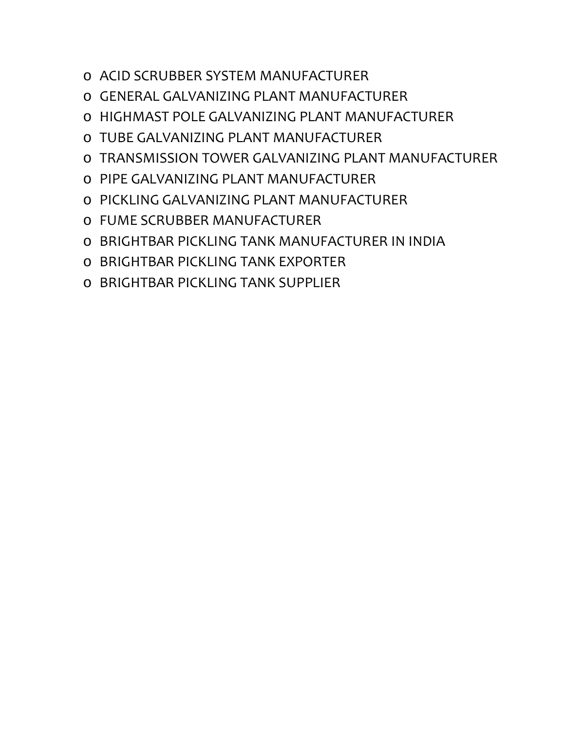- ACID SCRUBBER SYSTEM MANUFACTURER
- GENERAL GALVANIZING PLANT MANUFACTURER
- HIGHMAST POLE GALVANIZING PLANT MANUFACTURER
- TUBE GALVANIZING PLANT MANUFACTURER
- TRANSMISSION TOWER GALVANIZING PLANT MANUFACTURER
- PIPE GALVANIZING PLANT MANUFACTURER
- PICKLING GALVANIZING PLANT MANUFACTURER
- FUME SCRUBBER MANUFACTURER
- BRIGHTBAR PICKLING TANK MANUFACTURER IN INDIA
- BRIGHTBAR PICKLING TANK EXPORTER
- BRIGHTBAR PICKLING TANK SUPPLIER